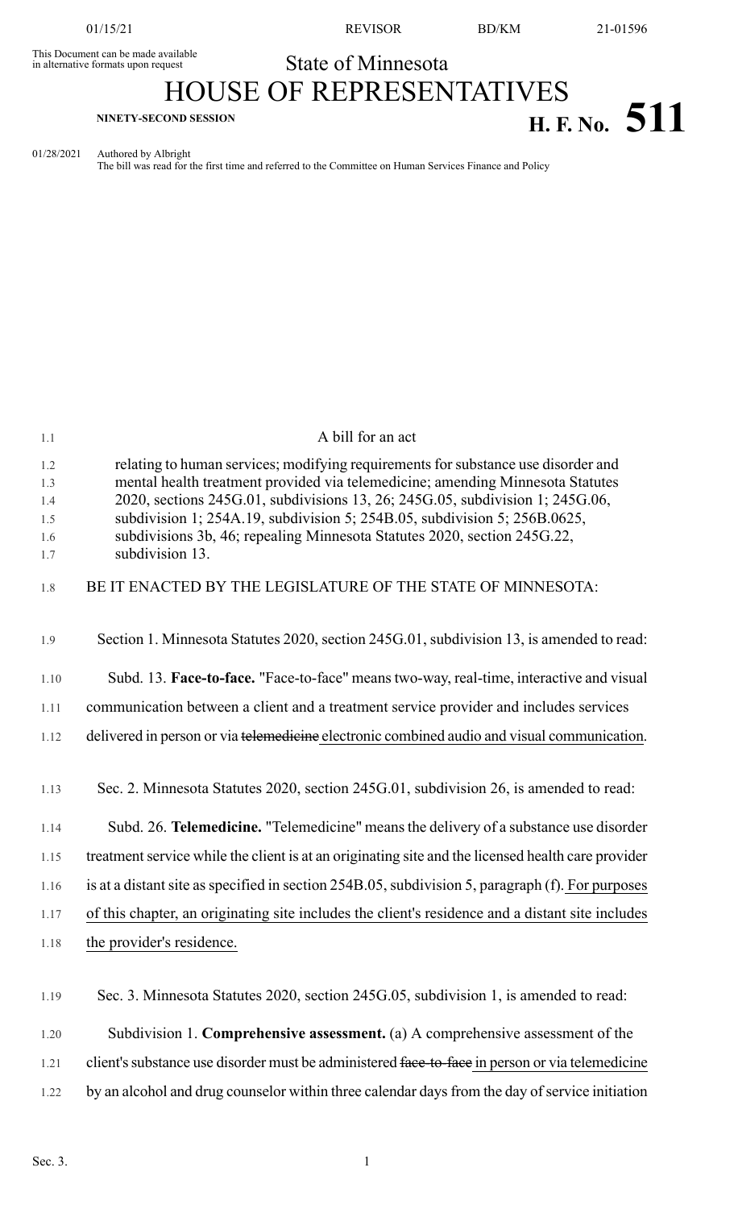This Document can be made available in alternative formats upon request

State of Minnesota

# HOUSE OF REPRESENTATIVES

**NINETY-SECOND SESSION** **H. F. No. 511**

01/28/2021 Authored by Albright
The bill was read for the first time and referred to the Committee on Human Services Finance and Policy

A bill for an act

relating to human services; modifying requirements for substance use disorder and mental health treatment provided via telemedicine; amending Minnesota Statutes 2020, sections 245G.01, subdivisions 13, 26; 245G.05, subdivision 1; 245G.06, subdivision 1; 254A.19, subdivision 5; 254B.05, subdivision 5; 256B.0625, subdivisions 3b, 46; repealing Minnesota Statutes 2020, section 245G.22, subdivision 13.

BE IT ENACTED BY THE LEGISLATURE OF THE STATE OF MINNESOTA:

Section 1. Minnesota Statutes 2020, section 245G.01, subdivision 13, is amended to read:

Subd. 13. **Face-to-face.** "Face-to-face" means two-way, real-time, interactive and visual communication between a client and a treatment service provider and includes services delivered in person or via ~~telemedicine~~ electronic combined audio and visual communication.

Sec. 2. Minnesota Statutes 2020, section 245G.01, subdivision 26, is amended to read:

Subd. 26. **Telemedicine.** "Telemedicine" means the delivery of a substance use disorder treatment service while the client is at an originating site and the licensed health care provider is at a distant site as specified in section 254B.05, subdivision 5, paragraph (f). For purposes of this chapter, an originating site includes the client's residence and a distant site includes the provider's residence.

Sec. 3. Minnesota Statutes 2020, section 245G.05, subdivision 1, is amended to read:

Subdivision 1. **Comprehensive assessment.** (a) A comprehensive assessment of the client's substance use disorder must be administered ~~face-to-face~~ in person or via telemedicine by an alcohol and drug counselor within three calendar days from the day of service initiation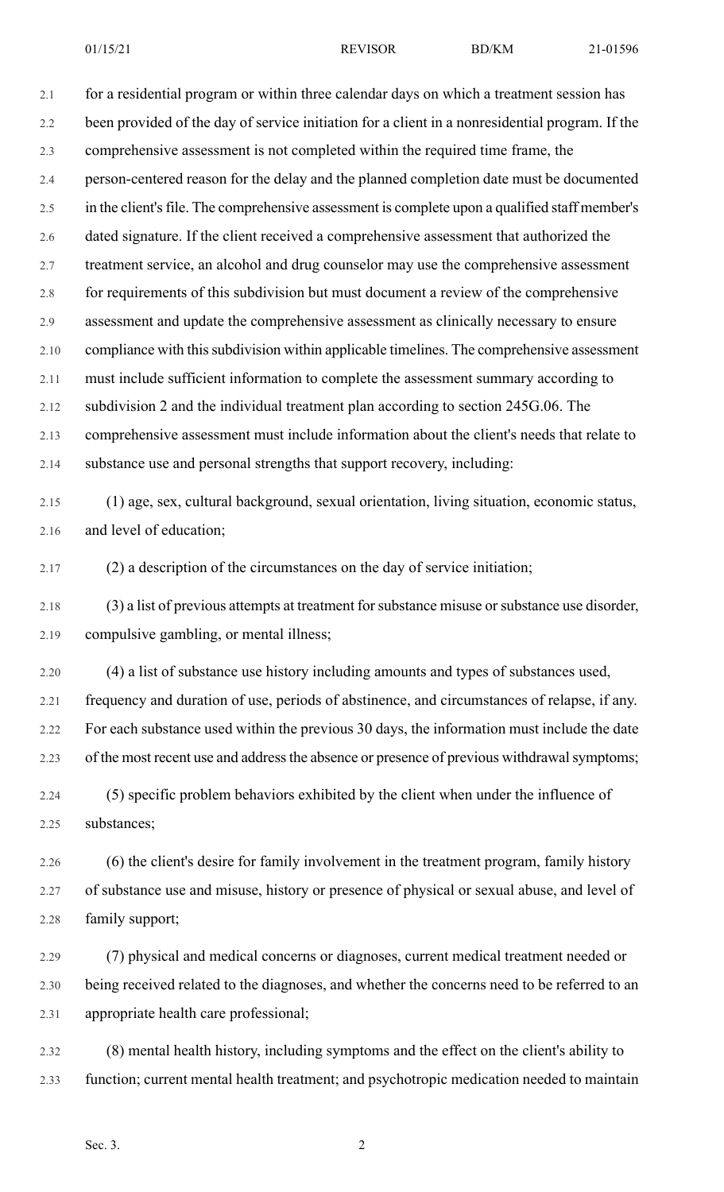for a residential program or within three calendar days on which a treatment session has been provided of the day of service initiation for a client in a nonresidential program. If the comprehensive assessment is not completed within the required time frame, the person-centered reason for the delay and the planned completion date must be documented in the client's file. The comprehensive assessment is complete upon a qualified staff member's dated signature. If the client received a comprehensive assessment that authorized the treatment service, an alcohol and drug counselor may use the comprehensive assessment for requirements of this subdivision but must document a review of the comprehensive assessment and update the comprehensive assessment as clinically necessary to ensure compliance with this subdivision within applicable timelines. The comprehensive assessment must include sufficient information to complete the assessment summary according to subdivision 2 and the individual treatment plan according to section 245G.06. The comprehensive assessment must include information about the client's needs that relate to substance use and personal strengths that support recovery, including:

(1) age, sex, cultural background, sexual orientation, living situation, economic status, and level of education;

(2) a description of the circumstances on the day of service initiation;

(3) a list of previous attempts at treatment for substance misuse or substance use disorder, compulsive gambling, or mental illness;

(4) a list of substance use history including amounts and types of substances used, frequency and duration of use, periods of abstinence, and circumstances of relapse, if any. For each substance used within the previous 30 days, the information must include the date of the most recent use and address the absence or presence of previous withdrawal symptoms;

(5) specific problem behaviors exhibited by the client when under the influence of substances;

(6) the client's desire for family involvement in the treatment program, family history of substance use and misuse, history or presence of physical or sexual abuse, and level of family support;

(7) physical and medical concerns or diagnoses, current medical treatment needed or being received related to the diagnoses, and whether the concerns need to be referred to an appropriate health care professional;

(8) mental health history, including symptoms and the effect on the client's ability to function; current mental health treatment; and psychotropic medication needed to maintain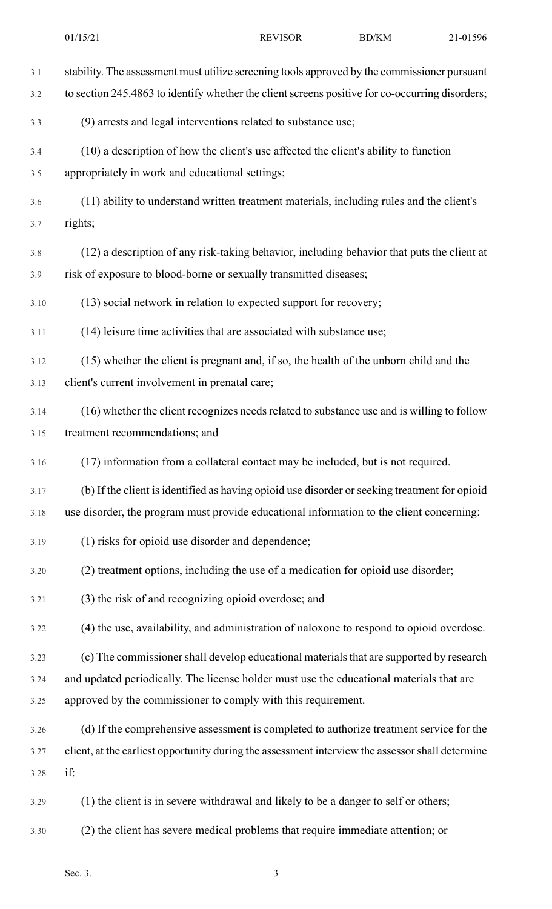stability. The assessment must utilize screening tools approved by the commissioner pursuant to section 245.4863 to identify whether the client screens positive for co-occurring disorders;

(9) arrests and legal interventions related to substance use;

(10) a description of how the client's use affected the client's ability to function appropriately in work and educational settings;

(11) ability to understand written treatment materials, including rules and the client's rights;

(12) a description of any risk-taking behavior, including behavior that puts the client at risk of exposure to blood-borne or sexually transmitted diseases;

(13) social network in relation to expected support for recovery;

(14) leisure time activities that are associated with substance use;

(15) whether the client is pregnant and, if so, the health of the unborn child and the client's current involvement in prenatal care;

(16) whether the client recognizes needs related to substance use and is willing to follow treatment recommendations; and

(17) information from a collateral contact may be included, but is not required.

(b) If the client is identified as having opioid use disorder or seeking treatment for opioid use disorder, the program must provide educational information to the client concerning:

(1) risks for opioid use disorder and dependence;

(2) treatment options, including the use of a medication for opioid use disorder;

(3) the risk of and recognizing opioid overdose; and

(4) the use, availability, and administration of naloxone to respond to opioid overdose.

(c) The commissioner shall develop educational materials that are supported by research and updated periodically. The license holder must use the educational materials that are approved by the commissioner to comply with this requirement.

(d) If the comprehensive assessment is completed to authorize treatment service for the client, at the earliest opportunity during the assessment interview the assessor shall determine if:

(1) the client is in severe withdrawal and likely to be a danger to self or others;

(2) the client has severe medical problems that require immediate attention; or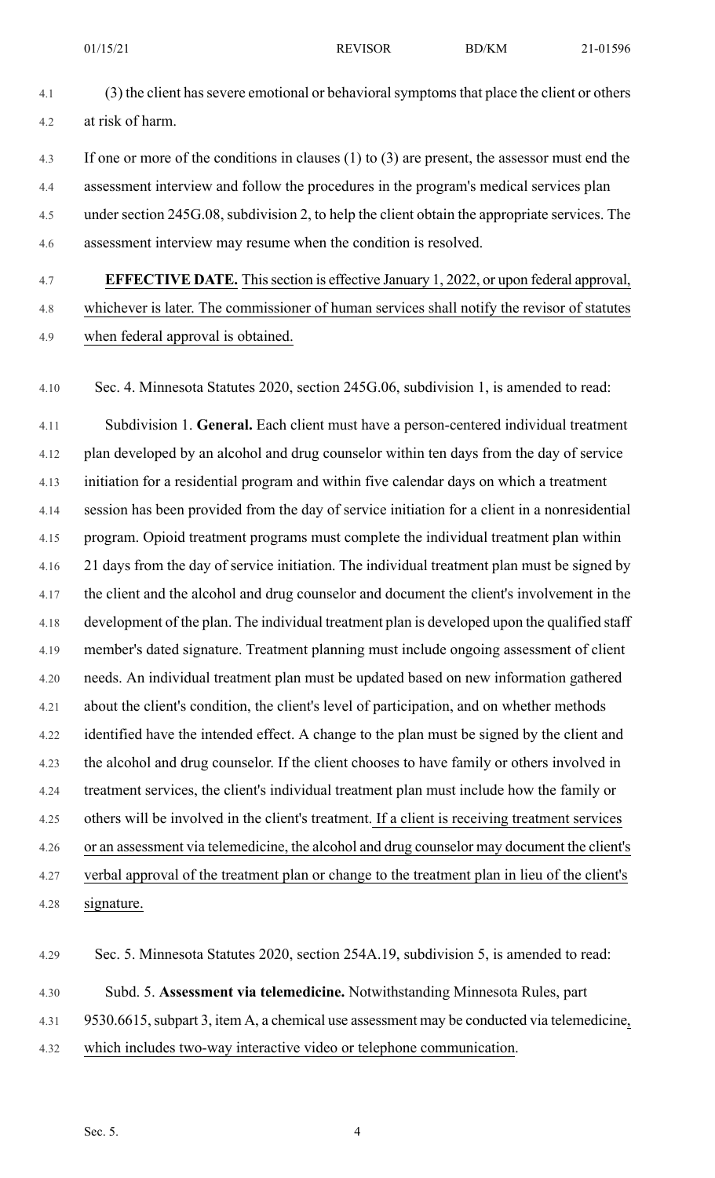(3) the client has severe emotional or behavioral symptoms that place the client or others at risk of harm.

If one or more of the conditions in clauses (1) to (3) are present, the assessor must end the assessment interview and follow the procedures in the program's medical services plan under section 245G.08, subdivision 2, to help the client obtain the appropriate services. The assessment interview may resume when the condition is resolved.

**EFFECTIVE DATE.** This section is effective January 1, 2022, or upon federal approval, whichever is later. The commissioner of human services shall notify the revisor of statutes when federal approval is obtained.

Sec. 4. Minnesota Statutes 2020, section 245G.06, subdivision 1, is amended to read:

Subdivision 1. **General.** Each client must have a person-centered individual treatment plan developed by an alcohol and drug counselor within ten days from the day of service initiation for a residential program and within five calendar days on which a treatment session has been provided from the day of service initiation for a client in a nonresidential program. Opioid treatment programs must complete the individual treatment plan within 21 days from the day of service initiation. The individual treatment plan must be signed by the client and the alcohol and drug counselor and document the client's involvement in the development of the plan. The individual treatment plan is developed upon the qualified staff member's dated signature. Treatment planning must include ongoing assessment of client needs. An individual treatment plan must be updated based on new information gathered about the client's condition, the client's level of participation, and on whether methods identified have the intended effect. A change to the plan must be signed by the client and the alcohol and drug counselor. If the client chooses to have family or others involved in treatment services, the client's individual treatment plan must include how the family or others will be involved in the client's treatment. If a client is receiving treatment services or an assessment via telemedicine, the alcohol and drug counselor may document the client's verbal approval of the treatment plan or change to the treatment plan in lieu of the client's signature.

Sec. 5. Minnesota Statutes 2020, section 254A.19, subdivision 5, is amended to read:

Subd. 5. **Assessment via telemedicine.** Notwithstanding Minnesota Rules, part 9530.6615, subpart 3, item A, a chemical use assessment may be conducted via telemedicine, which includes two-way interactive video or telephone communication.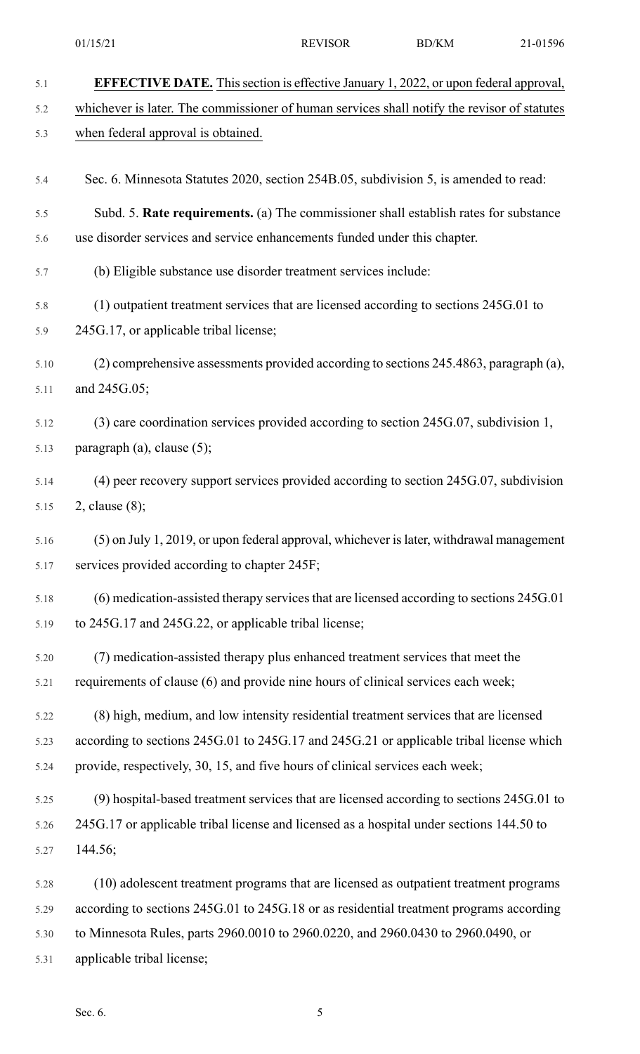**EFFECTIVE DATE.** This section is effective January 1, 2022, or upon federal approval, whichever is later. The commissioner of human services shall notify the revisor of statutes when federal approval is obtained.

Sec. 6. Minnesota Statutes 2020, section 254B.05, subdivision 5, is amended to read:

Subd. 5. **Rate requirements.** (a) The commissioner shall establish rates for substance use disorder services and service enhancements funded under this chapter.

(b) Eligible substance use disorder treatment services include:

(1) outpatient treatment services that are licensed according to sections 245G.01 to 245G.17, or applicable tribal license;

(2) comprehensive assessments provided according to sections 245.4863, paragraph (a), and 245G.05;

(3) care coordination services provided according to section 245G.07, subdivision 1, paragraph (a), clause (5);

(4) peer recovery support services provided according to section 245G.07, subdivision 2, clause (8);

(5) on July 1, 2019, or upon federal approval, whichever is later, withdrawal management services provided according to chapter 245F;

(6) medication-assisted therapy services that are licensed according to sections 245G.01 to 245G.17 and 245G.22, or applicable tribal license;

(7) medication-assisted therapy plus enhanced treatment services that meet the requirements of clause (6) and provide nine hours of clinical services each week;

(8) high, medium, and low intensity residential treatment services that are licensed according to sections 245G.01 to 245G.17 and 245G.21 or applicable tribal license which provide, respectively, 30, 15, and five hours of clinical services each week;

(9) hospital-based treatment services that are licensed according to sections 245G.01 to 245G.17 or applicable tribal license and licensed as a hospital under sections 144.50 to 144.56;

(10) adolescent treatment programs that are licensed as outpatient treatment programs according to sections 245G.01 to 245G.18 or as residential treatment programs according to Minnesota Rules, parts 2960.0010 to 2960.0220, and 2960.0430 to 2960.0490, or applicable tribal license;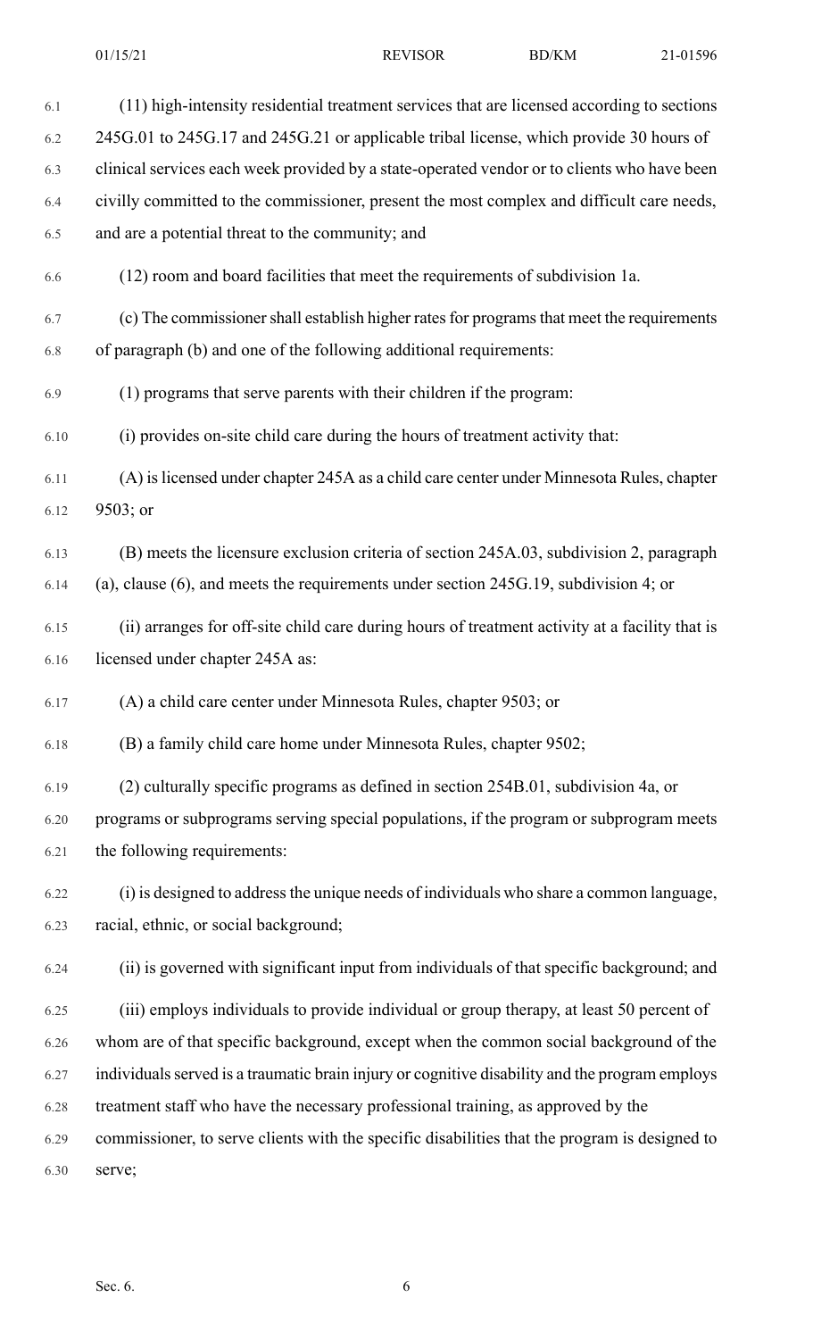(11) high-intensity residential treatment services that are licensed according to sections 245G.01 to 245G.17 and 245G.21 or applicable tribal license, which provide 30 hours of clinical services each week provided by a state-operated vendor or to clients who have been civilly committed to the commissioner, present the most complex and difficult care needs, and are a potential threat to the community; and

(12) room and board facilities that meet the requirements of subdivision 1a.

(c) The commissioner shall establish higher rates for programs that meet the requirements of paragraph (b) and one of the following additional requirements:

(1) programs that serve parents with their children if the program:

(i) provides on-site child care during the hours of treatment activity that:

(A) is licensed under chapter 245A as a child care center under Minnesota Rules, chapter 9503; or

(B) meets the licensure exclusion criteria of section 245A.03, subdivision 2, paragraph (a), clause (6), and meets the requirements under section 245G.19, subdivision 4; or

(ii) arranges for off-site child care during hours of treatment activity at a facility that is licensed under chapter 245A as:

(A) a child care center under Minnesota Rules, chapter 9503; or

(B) a family child care home under Minnesota Rules, chapter 9502;

(2) culturally specific programs as defined in section 254B.01, subdivision 4a, or programs or subprograms serving special populations, if the program or subprogram meets the following requirements:

(i) is designed to address the unique needs of individuals who share a common language, racial, ethnic, or social background;

(ii) is governed with significant input from individuals of that specific background; and

(iii) employs individuals to provide individual or group therapy, at least 50 percent of whom are of that specific background, except when the common social background of the individuals served is a traumatic brain injury or cognitive disability and the program employs treatment staff who have the necessary professional training, as approved by the commissioner, to serve clients with the specific disabilities that the program is designed to serve;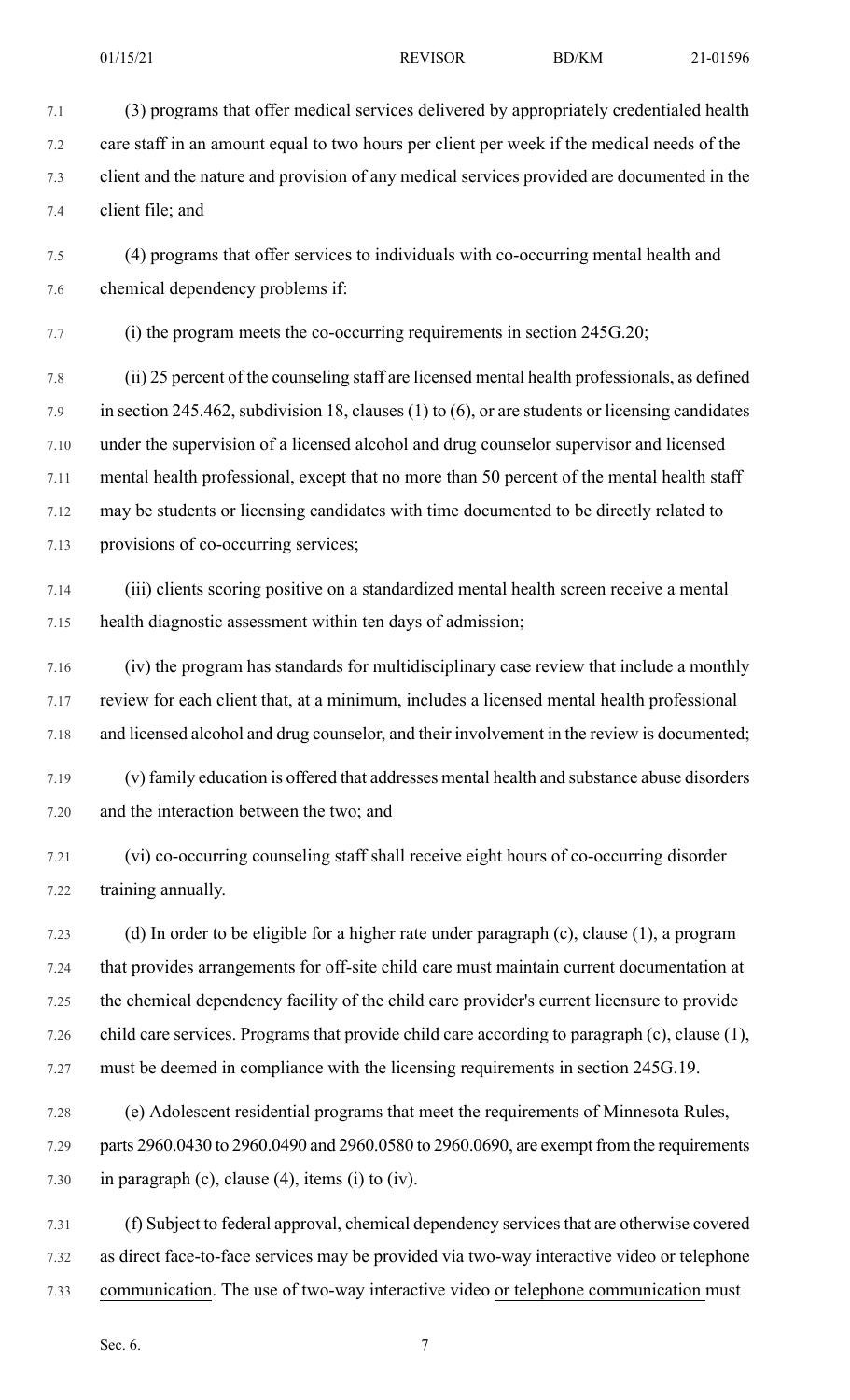(3) programs that offer medical services delivered by appropriately credentialed health care staff in an amount equal to two hours per client per week if the medical needs of the client and the nature and provision of any medical services provided are documented in the client file; and

(4) programs that offer services to individuals with co-occurring mental health and chemical dependency problems if:

(i) the program meets the co-occurring requirements in section 245G.20;

(ii) 25 percent of the counseling staff are licensed mental health professionals, as defined in section 245.462, subdivision 18, clauses (1) to (6), or are students or licensing candidates under the supervision of a licensed alcohol and drug counselor supervisor and licensed mental health professional, except that no more than 50 percent of the mental health staff may be students or licensing candidates with time documented to be directly related to provisions of co-occurring services;

(iii) clients scoring positive on a standardized mental health screen receive a mental health diagnostic assessment within ten days of admission;

(iv) the program has standards for multidisciplinary case review that include a monthly review for each client that, at a minimum, includes a licensed mental health professional and licensed alcohol and drug counselor, and their involvement in the review is documented;

(v) family education is offered that addresses mental health and substance abuse disorders and the interaction between the two; and

(vi) co-occurring counseling staff shall receive eight hours of co-occurring disorder training annually.

(d) In order to be eligible for a higher rate under paragraph (c), clause (1), a program that provides arrangements for off-site child care must maintain current documentation at the chemical dependency facility of the child care provider's current licensure to provide child care services. Programs that provide child care according to paragraph (c), clause (1), must be deemed in compliance with the licensing requirements in section 245G.19.

(e) Adolescent residential programs that meet the requirements of Minnesota Rules, parts 2960.0430 to 2960.0490 and 2960.0580 to 2960.0690, are exempt from the requirements in paragraph (c), clause (4), items (i) to (iv).

(f) Subject to federal approval, chemical dependency services that are otherwise covered as direct face-to-face services may be provided via two-way interactive video or telephone communication. The use of two-way interactive video or telephone communication must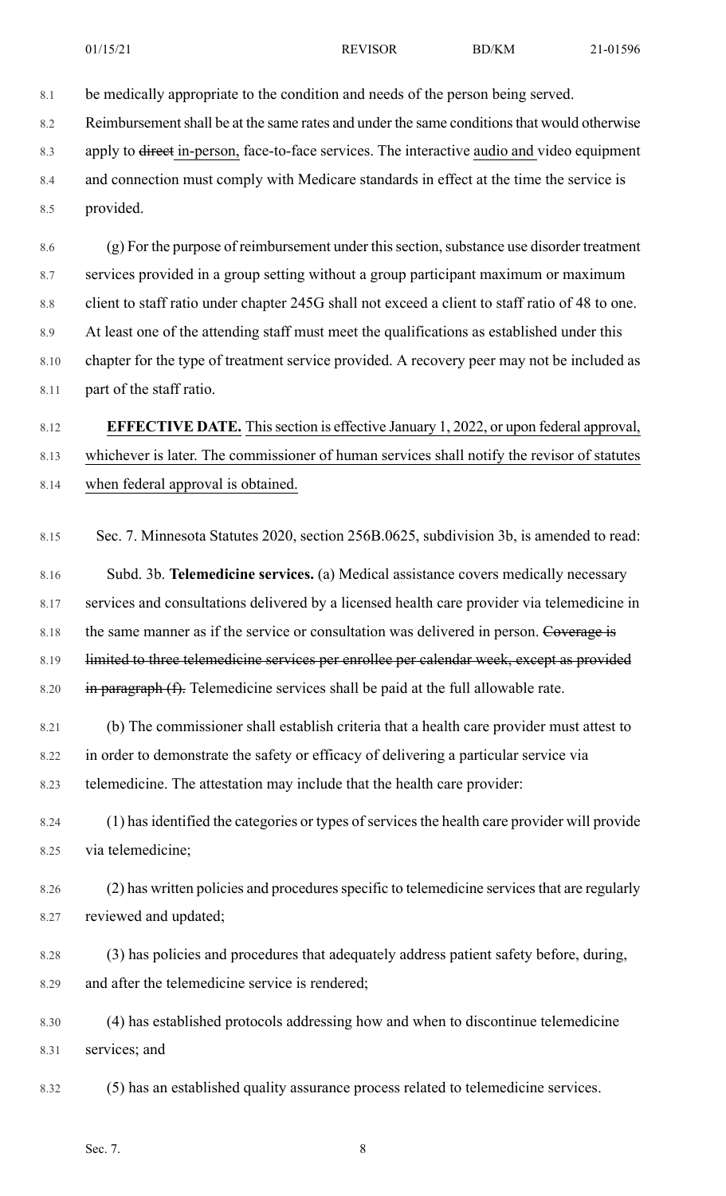be medically appropriate to the condition and needs of the person being served. Reimbursement shall be at the same rates and under the same conditions that would otherwise apply to ~~direct~~ in-person, face-to-face services. The interactive audio and video equipment and connection must comply with Medicare standards in effect at the time the service is provided.

(g) For the purpose of reimbursement under this section, substance use disorder treatment services provided in a group setting without a group participant maximum or maximum client to staff ratio under chapter 245G shall not exceed a client to staff ratio of 48 to one. At least one of the attending staff must meet the qualifications as established under this chapter for the type of treatment service provided. A recovery peer may not be included as part of the staff ratio.

**EFFECTIVE DATE.** This section is effective January 1, 2022, or upon federal approval, whichever is later. The commissioner of human services shall notify the revisor of statutes when federal approval is obtained.

Sec. 7. Minnesota Statutes 2020, section 256B.0625, subdivision 3b, is amended to read:

Subd. 3b. **Telemedicine services.** (a) Medical assistance covers medically necessary services and consultations delivered by a licensed health care provider via telemedicine in the same manner as if the service or consultation was delivered in person. ~~Coverage is limited to three telemedicine services per enrollee per calendar week, except as provided in paragraph (f).~~ Telemedicine services shall be paid at the full allowable rate.

(b) The commissioner shall establish criteria that a health care provider must attest to in order to demonstrate the safety or efficacy of delivering a particular service via telemedicine. The attestation may include that the health care provider:

(1) has identified the categories or types of services the health care provider will provide via telemedicine;

(2) has written policies and procedures specific to telemedicine services that are regularly reviewed and updated;

(3) has policies and procedures that adequately address patient safety before, during, and after the telemedicine service is rendered;

(4) has established protocols addressing how and when to discontinue telemedicine services; and

(5) has an established quality assurance process related to telemedicine services.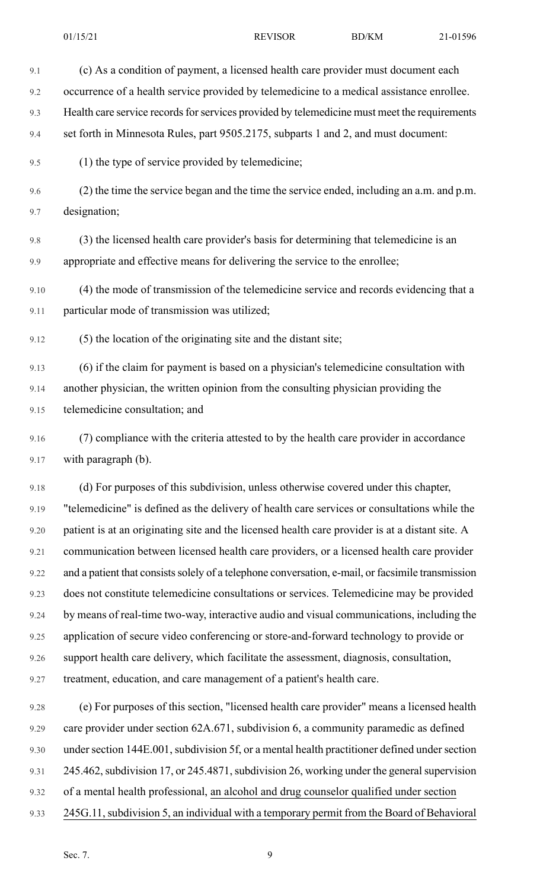(c) As a condition of payment, a licensed health care provider must document each occurrence of a health service provided by telemedicine to a medical assistance enrollee. Health care service records for services provided by telemedicine must meet the requirements set forth in Minnesota Rules, part 9505.2175, subparts 1 and 2, and must document:

(1) the type of service provided by telemedicine;

(2) the time the service began and the time the service ended, including an a.m. and p.m. designation;

(3) the licensed health care provider's basis for determining that telemedicine is an appropriate and effective means for delivering the service to the enrollee;

(4) the mode of transmission of the telemedicine service and records evidencing that a particular mode of transmission was utilized;

(5) the location of the originating site and the distant site;

(6) if the claim for payment is based on a physician's telemedicine consultation with another physician, the written opinion from the consulting physician providing the telemedicine consultation; and

(7) compliance with the criteria attested to by the health care provider in accordance with paragraph (b).

(d) For purposes of this subdivision, unless otherwise covered under this chapter, "telemedicine" is defined as the delivery of health care services or consultations while the patient is at an originating site and the licensed health care provider is at a distant site. A communication between licensed health care providers, or a licensed health care provider and a patient that consists solely of a telephone conversation, e-mail, or facsimile transmission does not constitute telemedicine consultations or services. Telemedicine may be provided by means of real-time two-way, interactive audio and visual communications, including the application of secure video conferencing or store-and-forward technology to provide or support health care delivery, which facilitate the assessment, diagnosis, consultation, treatment, education, and care management of a patient's health care.

(e) For purposes of this section, "licensed health care provider" means a licensed health care provider under section 62A.671, subdivision 6, a community paramedic as defined under section 144E.001, subdivision 5f, or a mental health practitioner defined under section 245.462, subdivision 17, or 245.4871, subdivision 26, working under the general supervision of a mental health professional, an alcohol and drug counselor qualified under section 245G.11, subdivision 5, an individual with a temporary permit from the Board of Behavioral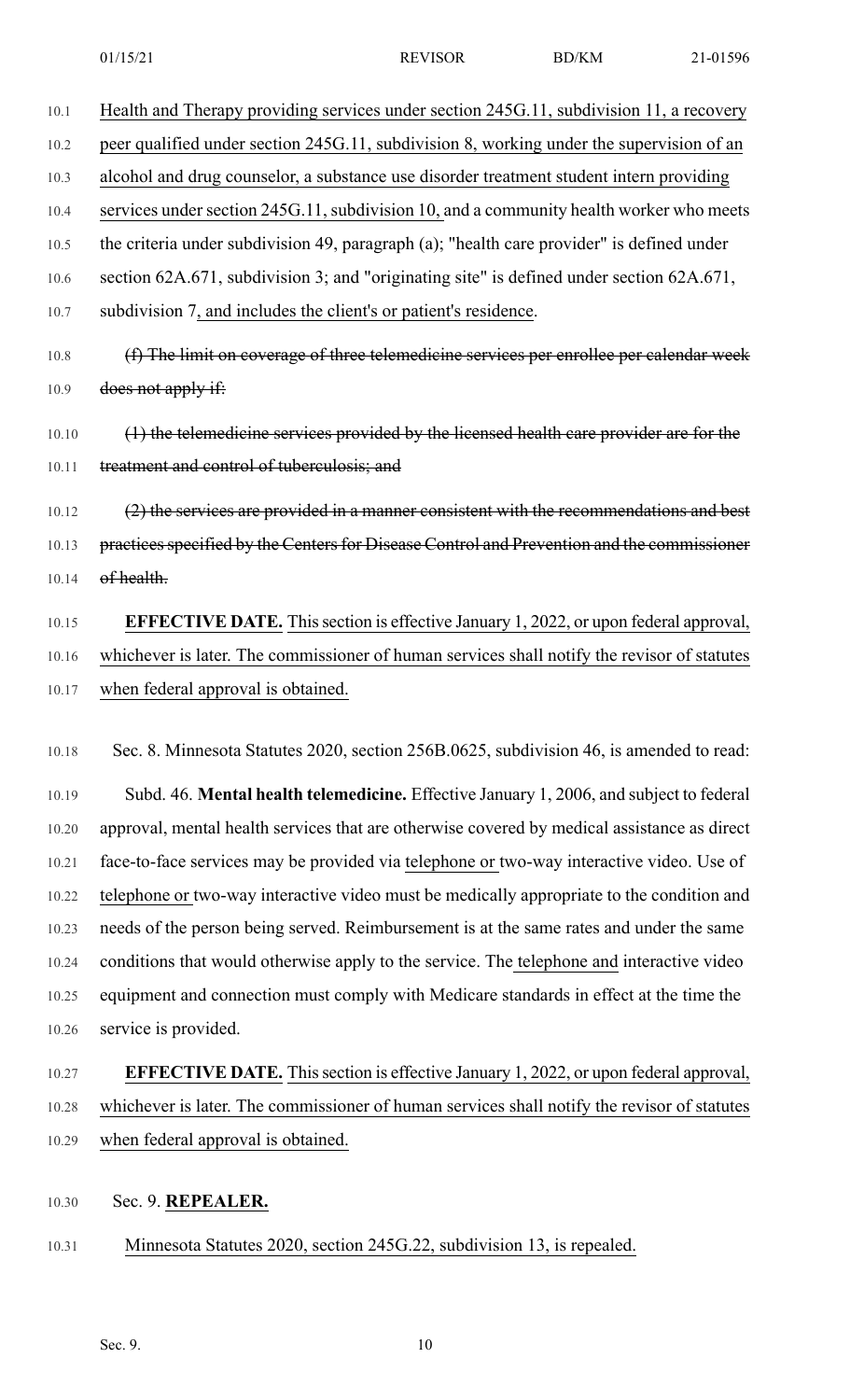Health and Therapy providing services under section 245G.11, subdivision 11, a recovery peer qualified under section 245G.11, subdivision 8, working under the supervision of an alcohol and drug counselor, a substance use disorder treatment student intern providing services under section 245G.11, subdivision 10, and a community health worker who meets the criteria under subdivision 49, paragraph (a); "health care provider" is defined under section 62A.671, subdivision 3; and "originating site" is defined under section 62A.671, subdivision 7, and includes the client's or patient's residence.

~~(f) The limit on coverage of three telemedicine services per enrollee per calendar week does not apply if:~~

~~(1) the telemedicine services provided by the licensed health care provider are for the treatment and control of tuberculosis; and~~

~~(2) the services are provided in a manner consistent with the recommendations and best practices specified by the Centers for Disease Control and Prevention and the commissioner of health.~~

**EFFECTIVE DATE.** This section is effective January 1, 2022, or upon federal approval, whichever is later. The commissioner of human services shall notify the revisor of statutes when federal approval is obtained.

Sec. 8. Minnesota Statutes 2020, section 256B.0625, subdivision 46, is amended to read:

Subd. 46. **Mental health telemedicine.** Effective January 1, 2006, and subject to federal approval, mental health services that are otherwise covered by medical assistance as direct face-to-face services may be provided via telephone or two-way interactive video. Use of telephone or two-way interactive video must be medically appropriate to the condition and needs of the person being served. Reimbursement is at the same rates and under the same conditions that would otherwise apply to the service. The telephone and interactive video equipment and connection must comply with Medicare standards in effect at the time the service is provided.

**EFFECTIVE DATE.** This section is effective January 1, 2022, or upon federal approval, whichever is later. The commissioner of human services shall notify the revisor of statutes when federal approval is obtained.

Sec. 9. **REPEALER.**

Minnesota Statutes 2020, section 245G.22, subdivision 13, is repealed.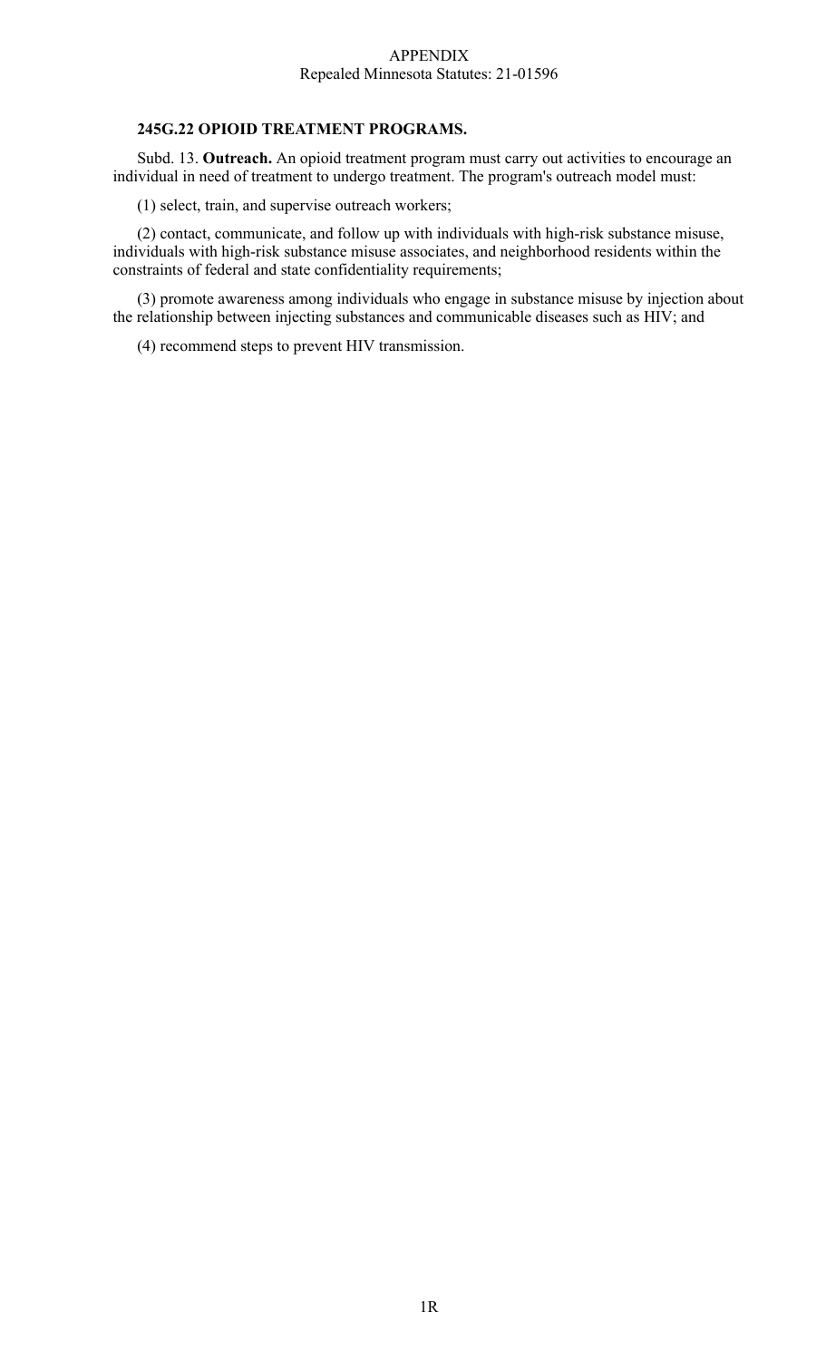APPENDIX
Repealed Minnesota Statutes: 21-01596

**245G.22 OPIOID TREATMENT PROGRAMS.**

Subd. 13. **Outreach.** An opioid treatment program must carry out activities to encourage an individual in need of treatment to undergo treatment. The program's outreach model must:

(1) select, train, and supervise outreach workers;

(2) contact, communicate, and follow up with individuals with high-risk substance misuse, individuals with high-risk substance misuse associates, and neighborhood residents within the constraints of federal and state confidentiality requirements;

(3) promote awareness among individuals who engage in substance misuse by injection about the relationship between injecting substances and communicable diseases such as HIV; and

(4) recommend steps to prevent HIV transmission.